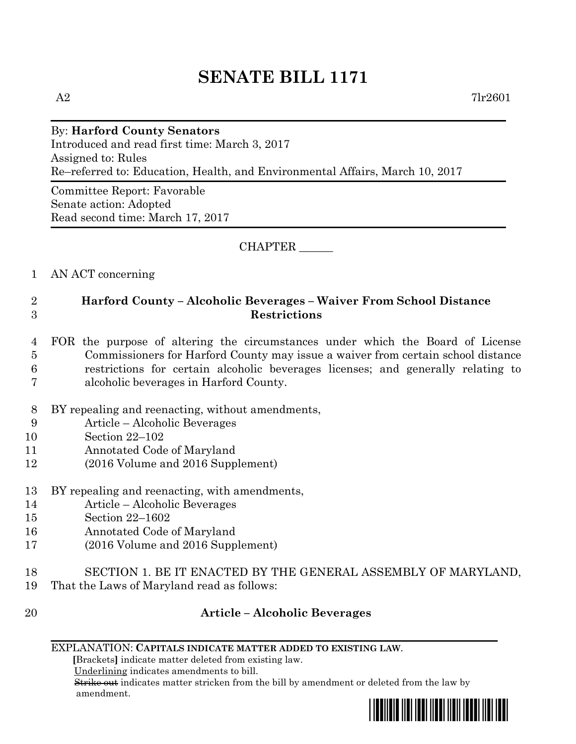# SENATE BILL 1171

A2 7lr2601

By: **Harford County Senators**
Introduced and read first time: March 3, 2017
Assigned to: Rules
Re–referred to: Education, Health, and Environmental Affairs, March 10, 2017

Committee Report: Favorable
Senate action: Adopted
Read second time: March 17, 2017

CHAPTER ______

1 AN ACT concerning

2 **Harford County – Alcoholic Beverages – Waiver From School Distance**
3 **Restrictions**

4 FOR the purpose of altering the circumstances under which the Board of License
5 Commissioners for Harford County may issue a waiver from certain school distance
6 restrictions for certain alcoholic beverages licenses; and generally relating to
7 alcoholic beverages in Harford County.

8 BY repealing and reenacting, without amendments,
9 Article – Alcoholic Beverages
10 Section 22–102
11 Annotated Code of Maryland
12 (2016 Volume and 2016 Supplement)

13 BY repealing and reenacting, with amendments,
14 Article – Alcoholic Beverages
15 Section 22–1602
16 Annotated Code of Maryland
17 (2016 Volume and 2016 Supplement)

18 SECTION 1. BE IT ENACTED BY THE GENERAL ASSEMBLY OF MARYLAND,
19 That the Laws of Maryland read as follows:

20 **Article – Alcoholic Beverages**

EXPLANATION: **CAPITALS INDICATE MATTER ADDED TO EXISTING LAW.**
**[**Brackets**]** indicate matter deleted from existing law.
Underlining indicates amendments to bill.
~~Strike out~~ indicates matter stricken from the bill by amendment or deleted from the law by amendment.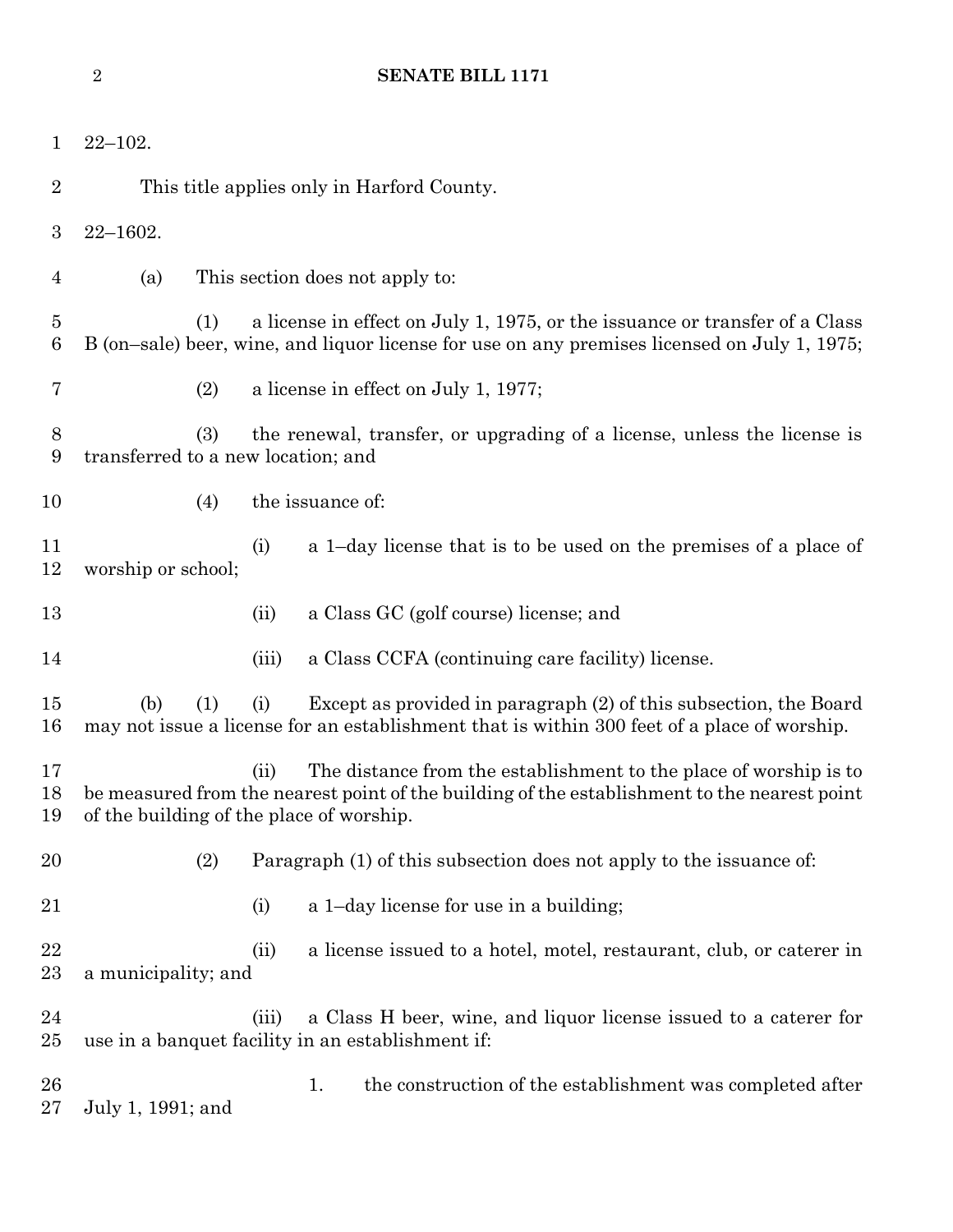22–102.

This title applies only in Harford County.

22–1602.

(a) This section does not apply to:

(1) a license in effect on July 1, 1975, or the issuance or transfer of a Class B (on–sale) beer, wine, and liquor license for use on any premises licensed on July 1, 1975;

(2) a license in effect on July 1, 1977;

(3) the renewal, transfer, or upgrading of a license, unless the license is transferred to a new location; and

(4) the issuance of:

(i) a 1–day license that is to be used on the premises of a place of worship or school;

(ii) a Class GC (golf course) license; and

(iii) a Class CCFA (continuing care facility) license.

(b) (1) (i) Except as provided in paragraph (2) of this subsection, the Board may not issue a license for an establishment that is within 300 feet of a place of worship.

(ii) The distance from the establishment to the place of worship is to be measured from the nearest point of the building of the establishment to the nearest point of the building of the place of worship.

(2) Paragraph (1) of this subsection does not apply to the issuance of:

(i) a 1–day license for use in a building;

(ii) a license issued to a hotel, motel, restaurant, club, or caterer in a municipality; and

(iii) a Class H beer, wine, and liquor license issued to a caterer for use in a banquet facility in an establishment if:

1. the construction of the establishment was completed after July 1, 1991; and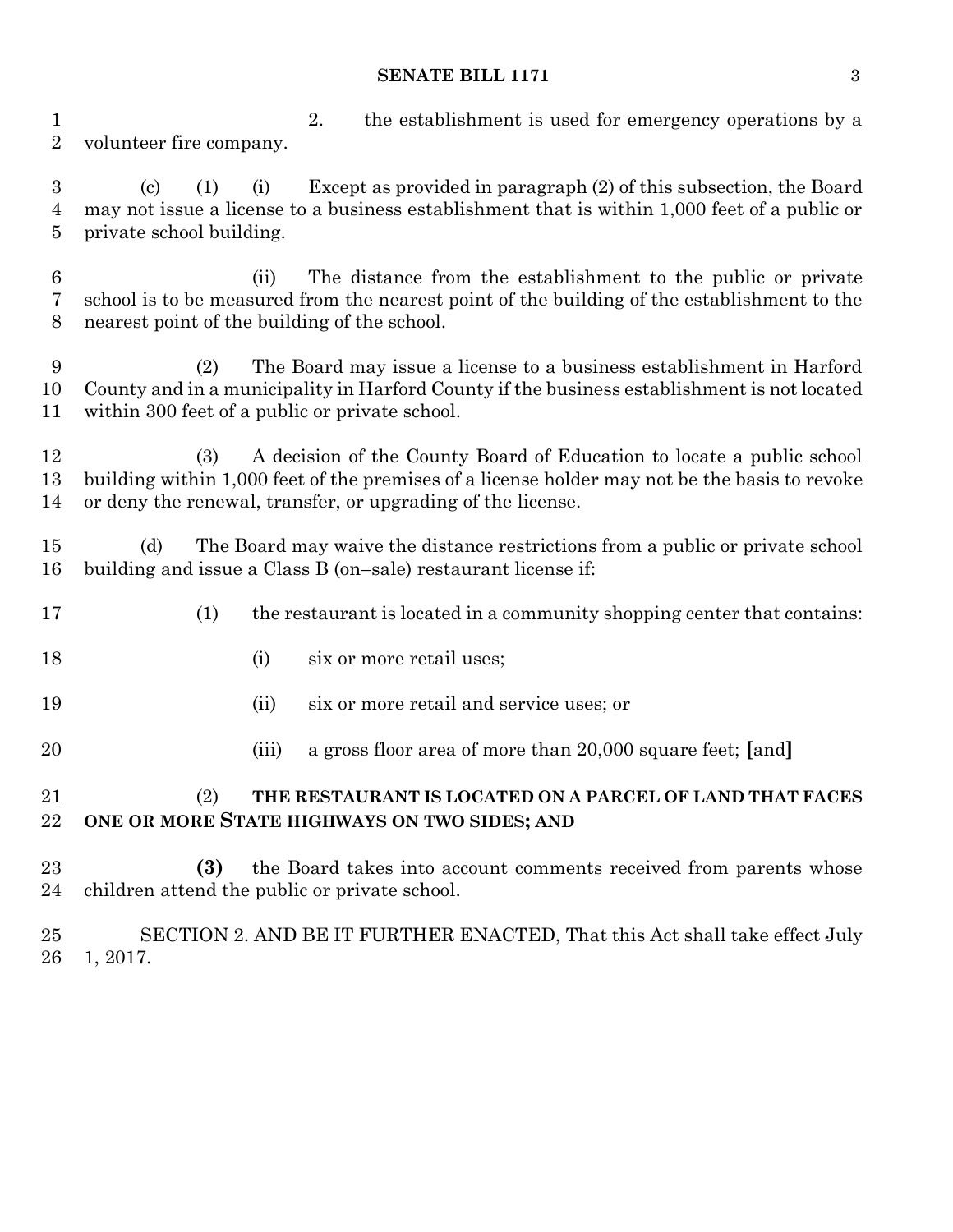2. the establishment is used for emergency operations by a volunteer fire company.

(c) (1) (i) Except as provided in paragraph (2) of this subsection, the Board may not issue a license to a business establishment that is within 1,000 feet of a public or private school building.

(ii) The distance from the establishment to the public or private school is to be measured from the nearest point of the building of the establishment to the nearest point of the building of the school.

(2) The Board may issue a license to a business establishment in Harford County and in a municipality in Harford County if the business establishment is not located within 300 feet of a public or private school.

(3) A decision of the County Board of Education to locate a public school building within 1,000 feet of the premises of a license holder may not be the basis to revoke or deny the renewal, transfer, or upgrading of the license.

(d) The Board may waive the distance restrictions from a public or private school building and issue a Class B (on–sale) restaurant license if:

(1) the restaurant is located in a community shopping center that contains:

(i) six or more retail uses;

(ii) six or more retail and service uses; or

(iii) a gross floor area of more than 20,000 square feet; **[**and**]**

(2) **THE RESTAURANT IS LOCATED ON A PARCEL OF LAND THAT FACES ONE OR MORE STATE HIGHWAYS ON TWO SIDES; AND**

**(3)** the Board takes into account comments received from parents whose children attend the public or private school.

SECTION 2. AND BE IT FURTHER ENACTED, That this Act shall take effect July 1, 2017.